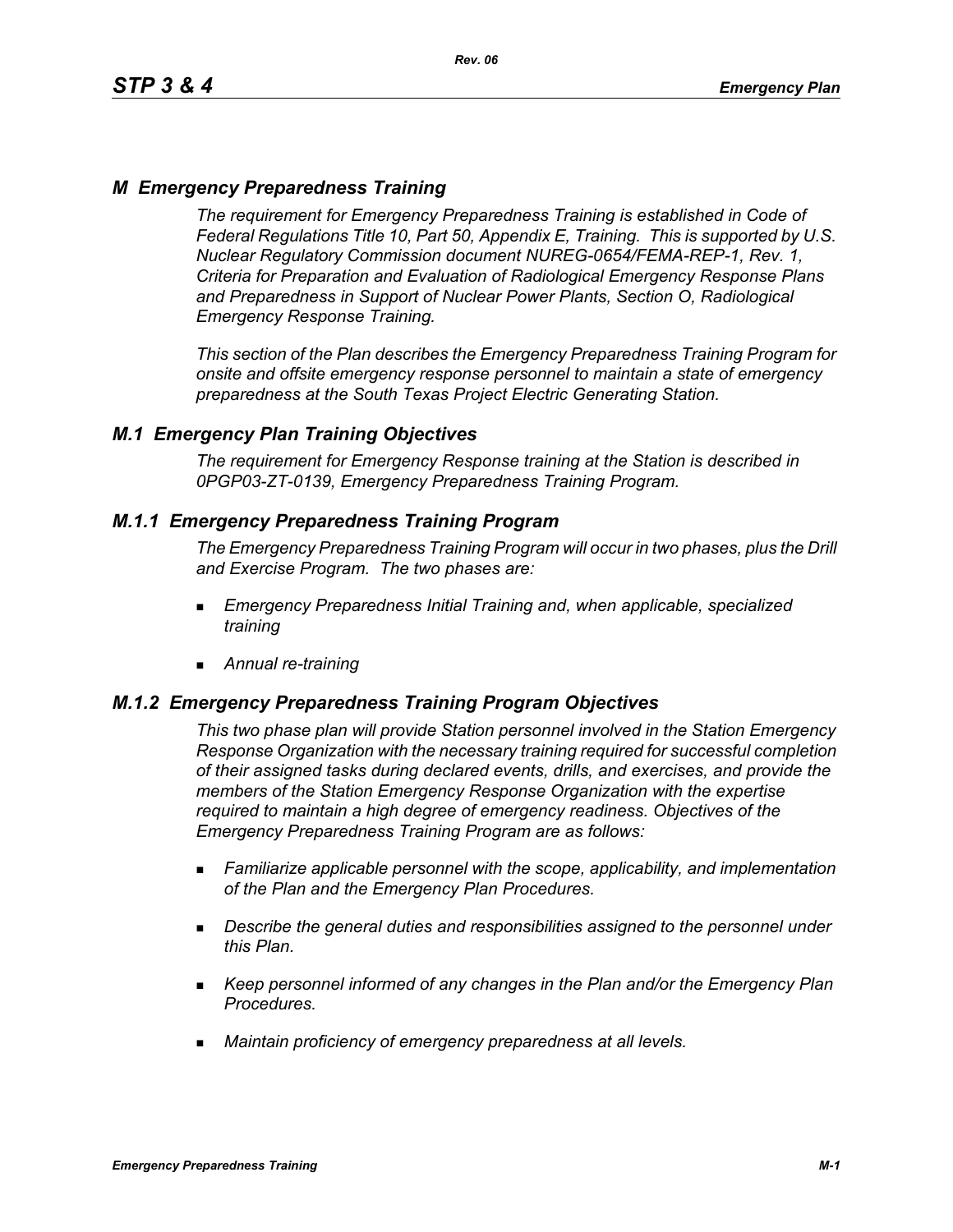# *M Emergency Preparedness Training*

*The requirement for Emergency Preparedness Training is established in Code of Federal Regulations Title 10, Part 50, Appendix E, Training. This is supported by U.S. Nuclear Regulatory Commission document NUREG-0654/FEMA-REP-1, Rev. 1, Criteria for Preparation and Evaluation of Radiological Emergency Response Plans and Preparedness in Support of Nuclear Power Plants, Section O, Radiological Emergency Response Training.*

*This section of the Plan describes the Emergency Preparedness Training Program for onsite and offsite emergency response personnel to maintain a state of emergency preparedness at the South Texas Project Electric Generating Station.*

## *M.1 Emergency Plan Training Objectives*

*The requirement for Emergency Response training at the Station is described in 0PGP03-ZT-0139, Emergency Preparedness Training Program.*

## *M.1.1 Emergency Preparedness Training Program*

*The Emergency Preparedness Training Program will occur in two phases, plus the Drill and Exercise Program. The two phases are:*

- *Emergency Preparedness Initial Training and, when applicable, specialized training*
- *Annual re-training*

## *M.1.2 Emergency Preparedness Training Program Objectives*

*This two phase plan will provide Station personnel involved in the Station Emergency Response Organization with the necessary training required for successful completion of their assigned tasks during declared events, drills, and exercises, and provide the members of the Station Emergency Response Organization with the expertise required to maintain a high degree of emergency readiness. Objectives of the Emergency Preparedness Training Program are as follows:*

- *Familiarize applicable personnel with the scope, applicability, and implementation of the Plan and the Emergency Plan Procedures.*
- *Describe the general duties and responsibilities assigned to the personnel under this Plan.*
- *Keep personnel informed of any changes in the Plan and/or the Emergency Plan Procedures.*
- *Maintain proficiency of emergency preparedness at all levels.*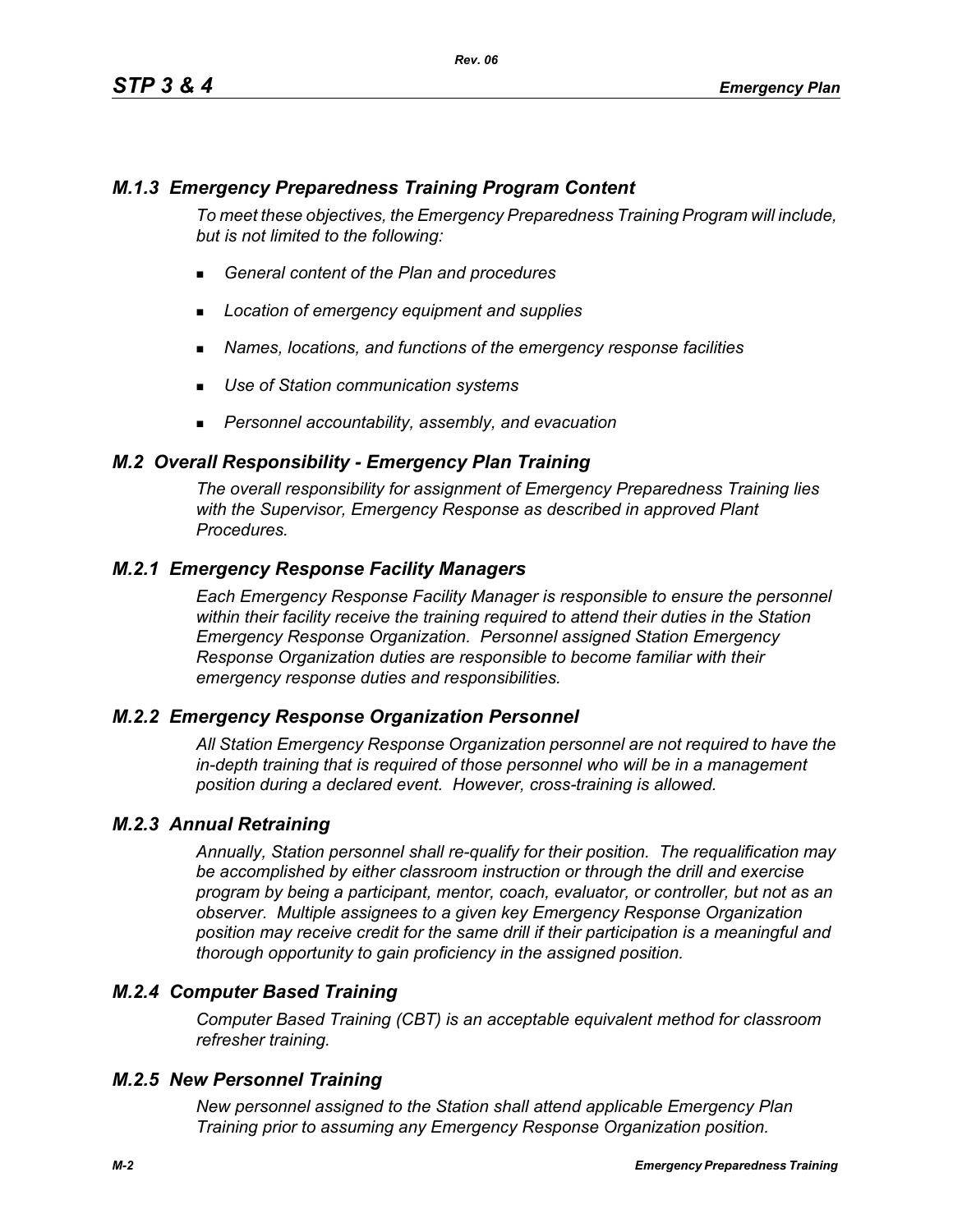### *M.1.3 Emergency Preparedness Training Program Content*

*To meet these objectives, the Emergency Preparedness Training Program will include, but is not limited to the following:*

- *General content of the Plan and procedures*
- *Location of emergency equipment and supplies*
- *Names, locations, and functions of the emergency response facilities*
- *Use of Station communication systems*
- *Personnel accountability, assembly, and evacuation*

## *M.2 Overall Responsibility - Emergency Plan Training*

*The overall responsibility for assignment of Emergency Preparedness Training lies with the Supervisor, Emergency Response as described in approved Plant Procedures.*

### *M.2.1 Emergency Response Facility Managers*

*Each Emergency Response Facility Manager is responsible to ensure the personnel within their facility receive the training required to attend their duties in the Station Emergency Response Organization. Personnel assigned Station Emergency Response Organization duties are responsible to become familiar with their emergency response duties and responsibilities.*

### *M.2.2 Emergency Response Organization Personnel*

*All Station Emergency Response Organization personnel are not required to have the in-depth training that is required of those personnel who will be in a management position during a declared event. However, cross-training is allowed.*

### *M.2.3 Annual Retraining*

*Annually, Station personnel shall re-qualify for their position. The requalification may be accomplished by either classroom instruction or through the drill and exercise program by being a participant, mentor, coach, evaluator, or controller, but not as an observer. Multiple assignees to a given key Emergency Response Organization position may receive credit for the same drill if their participation is a meaningful and thorough opportunity to gain proficiency in the assigned position.*

### *M.2.4 Computer Based Training*

*Computer Based Training (CBT) is an acceptable equivalent method for classroom refresher training.*

### *M.2.5 New Personnel Training*

*New personnel assigned to the Station shall attend applicable Emergency Plan Training prior to assuming any Emergency Response Organization position.*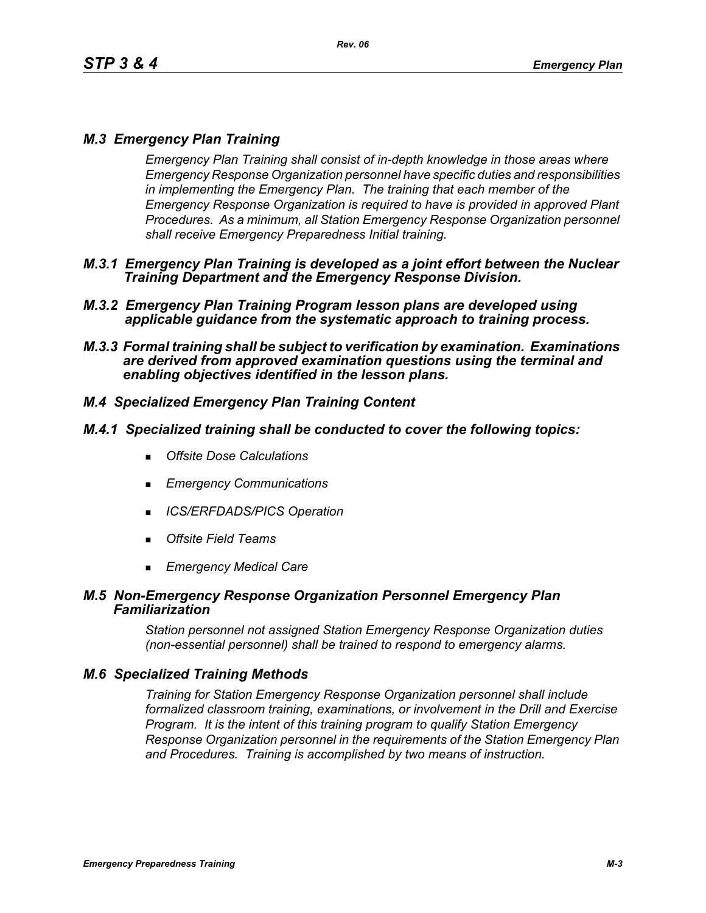## *M.3 Emergency Plan Training*

*Emergency Plan Training shall consist of in-depth knowledge in those areas where Emergency Response Organization personnel have specific duties and responsibilities in implementing the Emergency Plan. The training that each member of the Emergency Response Organization is required to have is provided in approved Plant Procedures. As a minimum, all Station Emergency Response Organization personnel shall receive Emergency Preparedness Initial training.*

### *M.3.1 Emergency Plan Training is developed as a joint effort between the Nuclear Training Department and the Emergency Response Division.*

### *M.3.2 Emergency Plan Training Program lesson plans are developed using applicable guidance from the systematic approach to training process.*

### *M.3.3 Formal training shall be subject to verification by examination. Examinations are derived from approved examination questions using the terminal and enabling objectives identified in the lesson plans.*

## *M.4 Specialized Emergency Plan Training Content*

### *M.4.1 Specialized training shall be conducted to cover the following topics:*

- *Offsite Dose Calculations*
- *Emergency Communications*
- *ICS/ERFDADS/PICS Operation*
- *Offsite Field Teams*
- *Emergency Medical Care*

## *M.5 Non-Emergency Response Organization Personnel Emergency Plan Familiarization*

*Station personnel not assigned Station Emergency Response Organization duties (non-essential personnel) shall be trained to respond to emergency alarms.*

## *M.6 Specialized Training Methods*

*Training for Station Emergency Response Organization personnel shall include formalized classroom training, examinations, or involvement in the Drill and Exercise Program. It is the intent of this training program to qualify Station Emergency Response Organization personnel in the requirements of the Station Emergency Plan and Procedures. Training is accomplished by two means of instruction.*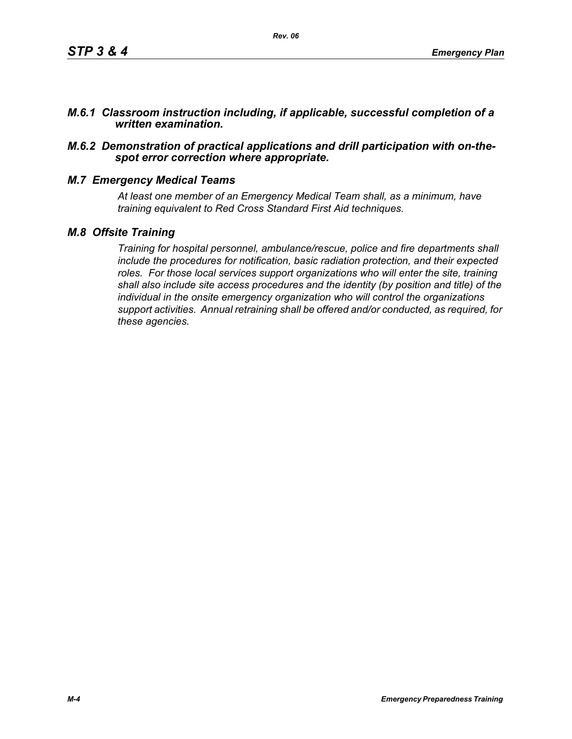### *M.6.1 Classroom instruction including, if applicable, successful completion of a written examination.*

### *M.6.2 Demonstration of practical applications and drill participation with on-the-spot error correction where appropriate.*

## *M.7 Emergency Medical Teams*

*At least one member of an Emergency Medical Team shall, as a minimum, have training equivalent to Red Cross Standard First Aid techniques.*

## *M.8 Offsite Training*

*Training for hospital personnel, ambulance/rescue, police and fire departments shall include the procedures for notification, basic radiation protection, and their expected roles. For those local services support organizations who will enter the site, training shall also include site access procedures and the identity (by position and title) of the individual in the onsite emergency organization who will control the organizations support activities. Annual retraining shall be offered and/or conducted, as required, for these agencies.*